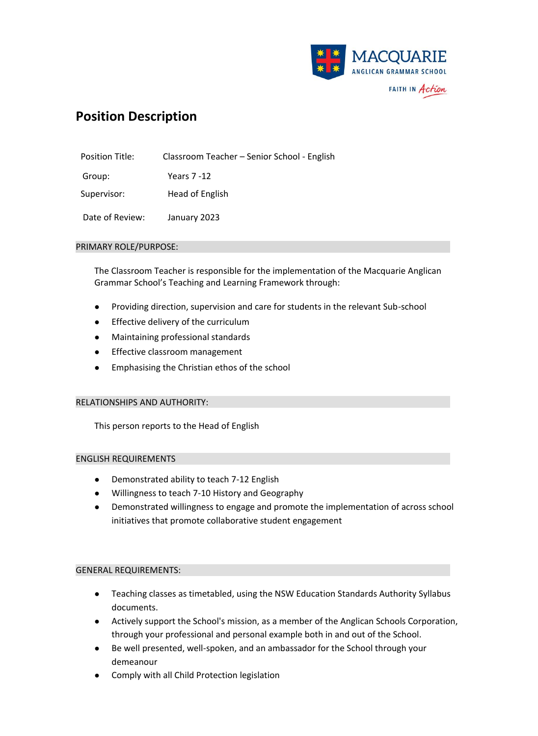MACQUARIE
ANGLICAN GRAMMAR SCHOOL
FAITH IN *Action*

# Position Description

| Position Title: | Classroom Teacher – Senior School - English |
|---|---|
| Group: | Years 7 -12 |
| Supervisor: | Head of English |
| Date of Review: | January 2023 |

## PRIMARY ROLE/PURPOSE:

The Classroom Teacher is responsible for the implementation of the Macquarie Anglican Grammar School's Teaching and Learning Framework through:

- Providing direction, supervision and care for students in the relevant Sub-school
- Effective delivery of the curriculum
- Maintaining professional standards
- Effective classroom management
- Emphasising the Christian ethos of the school

## RELATIONSHIPS AND AUTHORITY:

This person reports to the Head of English

## ENGLISH REQUIREMENTS

- Demonstrated ability to teach 7-12 English
- Willingness to teach 7-10 History and Geography
- Demonstrated willingness to engage and promote the implementation of across school initiatives that promote collaborative student engagement

## GENERAL REQUIREMENTS:

- Teaching classes as timetabled, using the NSW Education Standards Authority Syllabus documents.
- Actively support the School's mission, as a member of the Anglican Schools Corporation, through your professional and personal example both in and out of the School.
- Be well presented, well-spoken, and an ambassador for the School through your demeanour
- Comply with all Child Protection legislation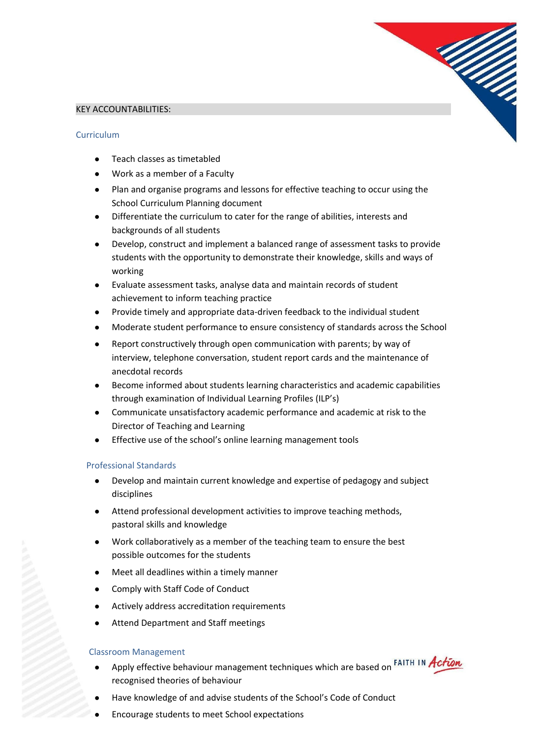## KEY ACCOUNTABILITIES:

### Curriculum

- Teach classes as timetabled
- Work as a member of a Faculty
- Plan and organise programs and lessons for effective teaching to occur using the School Curriculum Planning document
- Differentiate the curriculum to cater for the range of abilities, interests and backgrounds of all students
- Develop, construct and implement a balanced range of assessment tasks to provide students with the opportunity to demonstrate their knowledge, skills and ways of working
- Evaluate assessment tasks, analyse data and maintain records of student achievement to inform teaching practice
- Provide timely and appropriate data-driven feedback to the individual student
- Moderate student performance to ensure consistency of standards across the School
- Report constructively through open communication with parents; by way of interview, telephone conversation, student report cards and the maintenance of anecdotal records
- Become informed about students learning characteristics and academic capabilities through examination of Individual Learning Profiles (ILP's)
- Communicate unsatisfactory academic performance and academic at risk to the Director of Teaching and Learning
- Effective use of the school's online learning management tools

### Professional Standards

- Develop and maintain current knowledge and expertise of pedagogy and subject disciplines
- Attend professional development activities to improve teaching methods, pastoral skills and knowledge
- Work collaboratively as a member of the teaching team to ensure the best possible outcomes for the students
- Meet all deadlines within a timely manner
- Comply with Staff Code of Conduct
- Actively address accreditation requirements
- Attend Department and Staff meetings

### Classroom Management

- Apply effective behaviour management techniques which are based on recognised theories of behaviour
- Have knowledge of and advise students of the School's Code of Conduct
- Encourage students to meet School expectations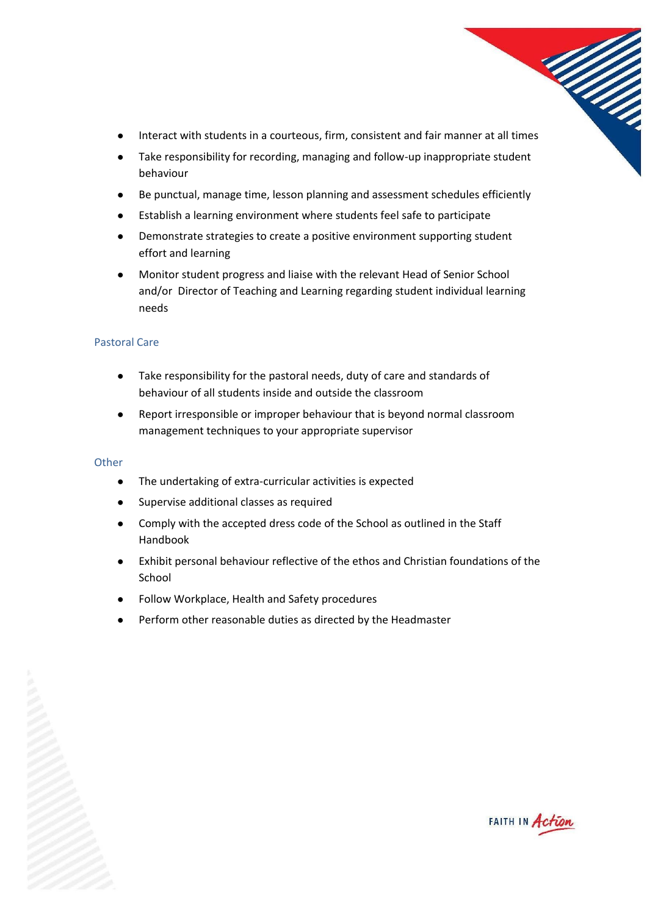- Interact with students in a courteous, firm, consistent and fair manner at all times
- Take responsibility for recording, managing and follow-up inappropriate student behaviour
- Be punctual, manage time, lesson planning and assessment schedules efficiently
- Establish a learning environment where students feel safe to participate
- Demonstrate strategies to create a positive environment supporting student effort and learning
- Monitor student progress and liaise with the relevant Head of Senior School and/or Director of Teaching and Learning regarding student individual learning needs

### Pastoral Care

- Take responsibility for the pastoral needs, duty of care and standards of behaviour of all students inside and outside the classroom
- Report irresponsible or improper behaviour that is beyond normal classroom management techniques to your appropriate supervisor

### Other

- The undertaking of extra-curricular activities is expected
- Supervise additional classes as required
- Comply with the accepted dress code of the School as outlined in the Staff Handbook
- Exhibit personal behaviour reflective of the ethos and Christian foundations of the School
- Follow Workplace, Health and Safety procedures
- Perform other reasonable duties as directed by the Headmaster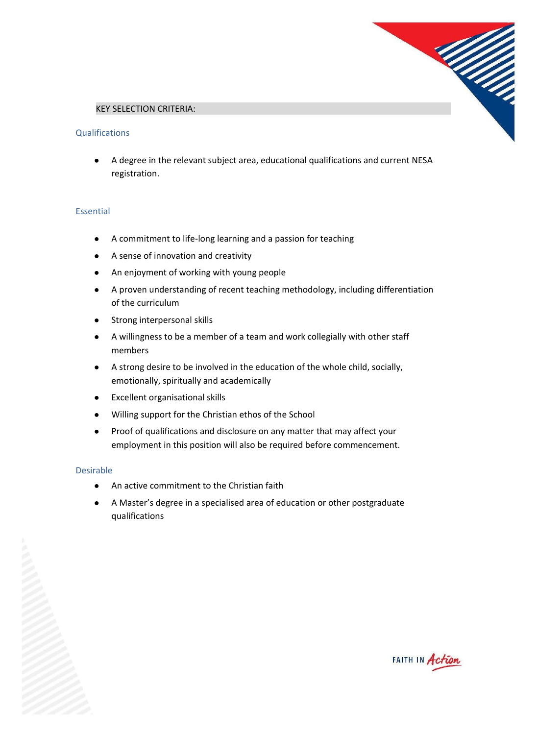## KEY SELECTION CRITERIA:

### Qualifications

- A degree in the relevant subject area, educational qualifications and current NESA registration.

### Essential

- A commitment to life-long learning and a passion for teaching
- A sense of innovation and creativity
- An enjoyment of working with young people
- A proven understanding of recent teaching methodology, including differentiation of the curriculum
- Strong interpersonal skills
- A willingness to be a member of a team and work collegially with other staff members
- A strong desire to be involved in the education of the whole child, socially, emotionally, spiritually and academically
- Excellent organisational skills
- Willing support for the Christian ethos of the School
- Proof of qualifications and disclosure on any matter that may affect your employment in this position will also be required before commencement.

### Desirable

- An active commitment to the Christian faith
- A Master's degree in a specialised area of education or other postgraduate qualifications

FAITH IN *Action*